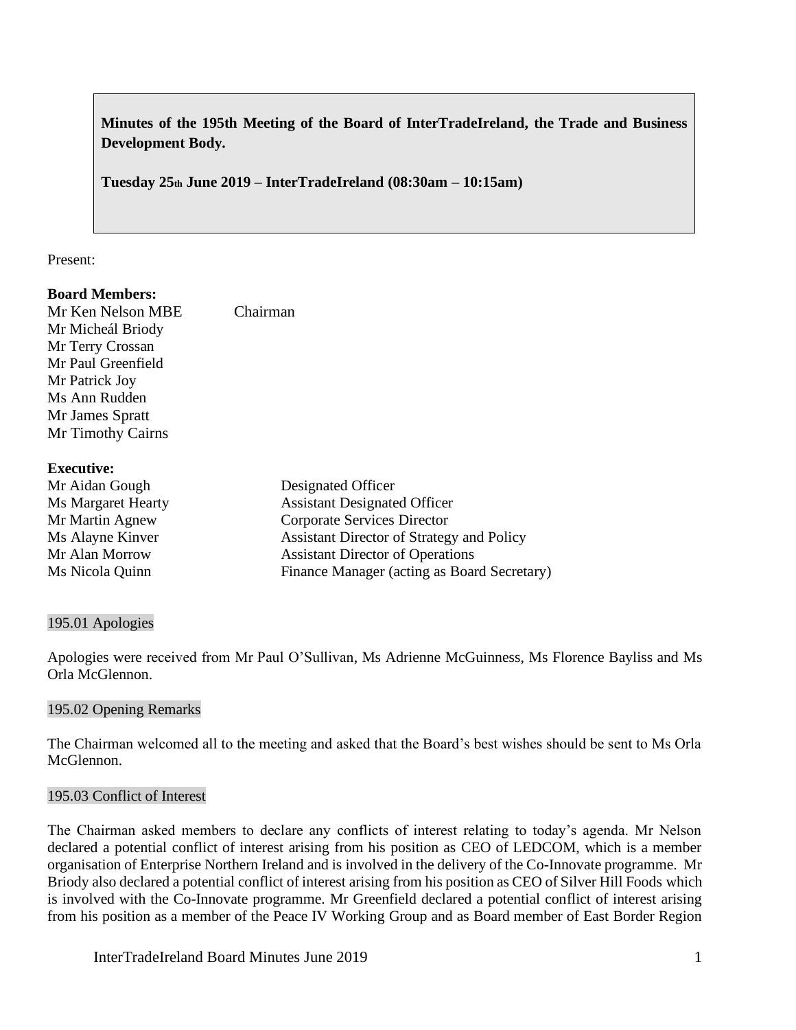**Minutes of the 195th Meeting of the Board of InterTradeIreland, the Trade and Business Development Body.**

**Tuesday 25th June 2019 – InterTradeIreland (08:30am – 10:15am)**

Present:

**Board Members:**

| | |
|---|---|
| Mr Ken Nelson MBE | Chairman |
| Mr Micheál Briody | |
| Mr Terry Crossan | |
| Mr Paul Greenfield | |
| Mr Patrick Joy | |
| Ms Ann Rudden | |
| Mr James Spratt | |
| Mr Timothy Cairns | |

**Executive:**

| | |
|---|---|
| Mr Aidan Gough | Designated Officer |
| Ms Margaret Hearty | Assistant Designated Officer |
| Mr Martin Agnew | Corporate Services Director |
| Ms Alayne Kinver | Assistant Director of Strategy and Policy |
| Mr Alan Morrow | Assistant Director of Operations |
| Ms Nicola Quinn | Finance Manager (acting as Board Secretary) |

## 195.01 Apologies

Apologies were received from Mr Paul O'Sullivan, Ms Adrienne McGuinness, Ms Florence Bayliss and Ms Orla McGlennon.

## 195.02 Opening Remarks

The Chairman welcomed all to the meeting and asked that the Board's best wishes should be sent to Ms Orla McGlennon.

## 195.03 Conflict of Interest

The Chairman asked members to declare any conflicts of interest relating to today's agenda. Mr Nelson declared a potential conflict of interest arising from his position as CEO of LEDCOM, which is a member organisation of Enterprise Northern Ireland and is involved in the delivery of the Co-Innovate programme. Mr Briody also declared a potential conflict of interest arising from his position as CEO of Silver Hill Foods which is involved with the Co-Innovate programme. Mr Greenfield declared a potential conflict of interest arising from his position as a member of the Peace IV Working Group and as Board member of East Border Region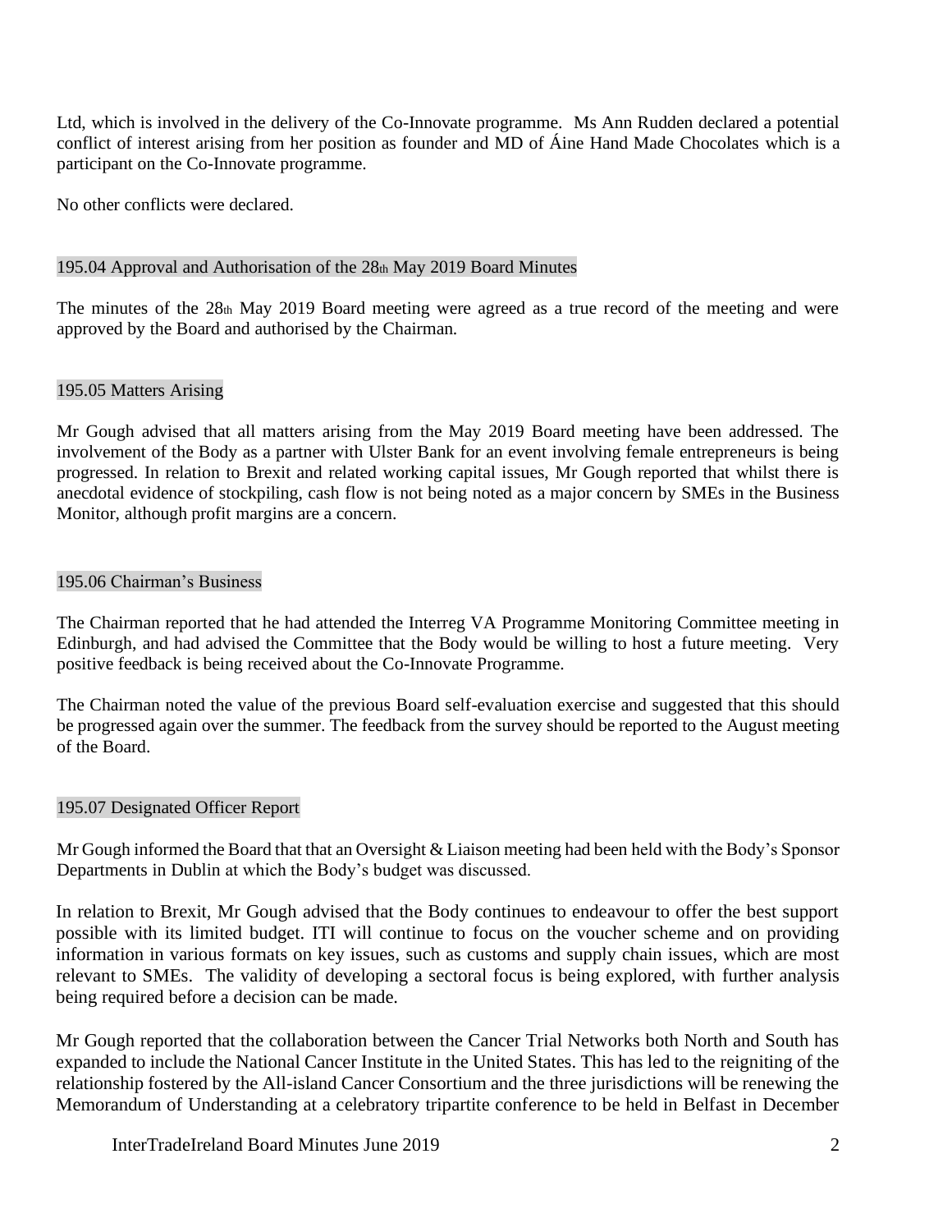Ltd, which is involved in the delivery of the Co-Innovate programme. Ms Ann Rudden declared a potential conflict of interest arising from her position as founder and MD of Áine Hand Made Chocolates which is a participant on the Co-Innovate programme.

No other conflicts were declared.

## 195.04 Approval and Authorisation of the 28th May 2019 Board Minutes

The minutes of the 28th May 2019 Board meeting were agreed as a true record of the meeting and were approved by the Board and authorised by the Chairman.

## 195.05 Matters Arising

Mr Gough advised that all matters arising from the May 2019 Board meeting have been addressed. The involvement of the Body as a partner with Ulster Bank for an event involving female entrepreneurs is being progressed. In relation to Brexit and related working capital issues, Mr Gough reported that whilst there is anecdotal evidence of stockpiling, cash flow is not being noted as a major concern by SMEs in the Business Monitor, although profit margins are a concern.

## 195.06 Chairman's Business

The Chairman reported that he had attended the Interreg VA Programme Monitoring Committee meeting in Edinburgh, and had advised the Committee that the Body would be willing to host a future meeting. Very positive feedback is being received about the Co-Innovate Programme.

The Chairman noted the value of the previous Board self-evaluation exercise and suggested that this should be progressed again over the summer. The feedback from the survey should be reported to the August meeting of the Board.

## 195.07 Designated Officer Report

Mr Gough informed the Board that that an Oversight & Liaison meeting had been held with the Body's Sponsor Departments in Dublin at which the Body's budget was discussed.

In relation to Brexit, Mr Gough advised that the Body continues to endeavour to offer the best support possible with its limited budget. ITI will continue to focus on the voucher scheme and on providing information in various formats on key issues, such as customs and supply chain issues, which are most relevant to SMEs. The validity of developing a sectoral focus is being explored, with further analysis being required before a decision can be made.

Mr Gough reported that the collaboration between the Cancer Trial Networks both North and South has expanded to include the National Cancer Institute in the United States. This has led to the reigniting of the relationship fostered by the All-island Cancer Consortium and the three jurisdictions will be renewing the Memorandum of Understanding at a celebratory tripartite conference to be held in Belfast in December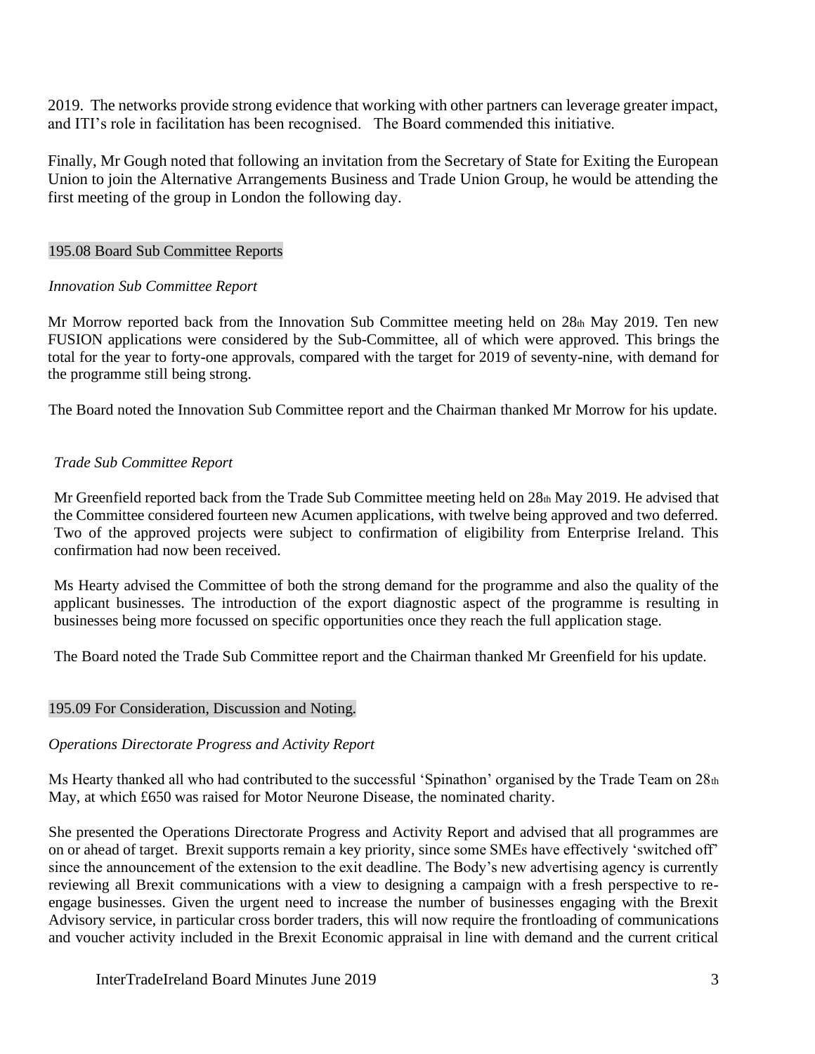2019. The networks provide strong evidence that working with other partners can leverage greater impact, and ITI's role in facilitation has been recognised. The Board commended this initiative.

Finally, Mr Gough noted that following an invitation from the Secretary of State for Exiting the European Union to join the Alternative Arrangements Business and Trade Union Group, he would be attending the first meeting of the group in London the following day.

## 195.08 Board Sub Committee Reports

*Innovation Sub Committee Report*

Mr Morrow reported back from the Innovation Sub Committee meeting held on 28th May 2019. Ten new FUSION applications were considered by the Sub-Committee, all of which were approved. This brings the total for the year to forty-one approvals, compared with the target for 2019 of seventy-nine, with demand for the programme still being strong.

The Board noted the Innovation Sub Committee report and the Chairman thanked Mr Morrow for his update.

*Trade Sub Committee Report*

Mr Greenfield reported back from the Trade Sub Committee meeting held on 28th May 2019. He advised that the Committee considered fourteen new Acumen applications, with twelve being approved and two deferred. Two of the approved projects were subject to confirmation of eligibility from Enterprise Ireland. This confirmation had now been received.

Ms Hearty advised the Committee of both the strong demand for the programme and also the quality of the applicant businesses. The introduction of the export diagnostic aspect of the programme is resulting in businesses being more focussed on specific opportunities once they reach the full application stage.

The Board noted the Trade Sub Committee report and the Chairman thanked Mr Greenfield for his update.

## 195.09 For Consideration, Discussion and Noting.

*Operations Directorate Progress and Activity Report*

Ms Hearty thanked all who had contributed to the successful 'Spinathon' organised by the Trade Team on 28th May, at which £650 was raised for Motor Neurone Disease, the nominated charity.

She presented the Operations Directorate Progress and Activity Report and advised that all programmes are on or ahead of target. Brexit supports remain a key priority, since some SMEs have effectively 'switched off' since the announcement of the extension to the exit deadline. The Body's new advertising agency is currently reviewing all Brexit communications with a view to designing a campaign with a fresh perspective to re-engage businesses. Given the urgent need to increase the number of businesses engaging with the Brexit Advisory service, in particular cross border traders, this will now require the frontloading of communications and voucher activity included in the Brexit Economic appraisal in line with demand and the current critical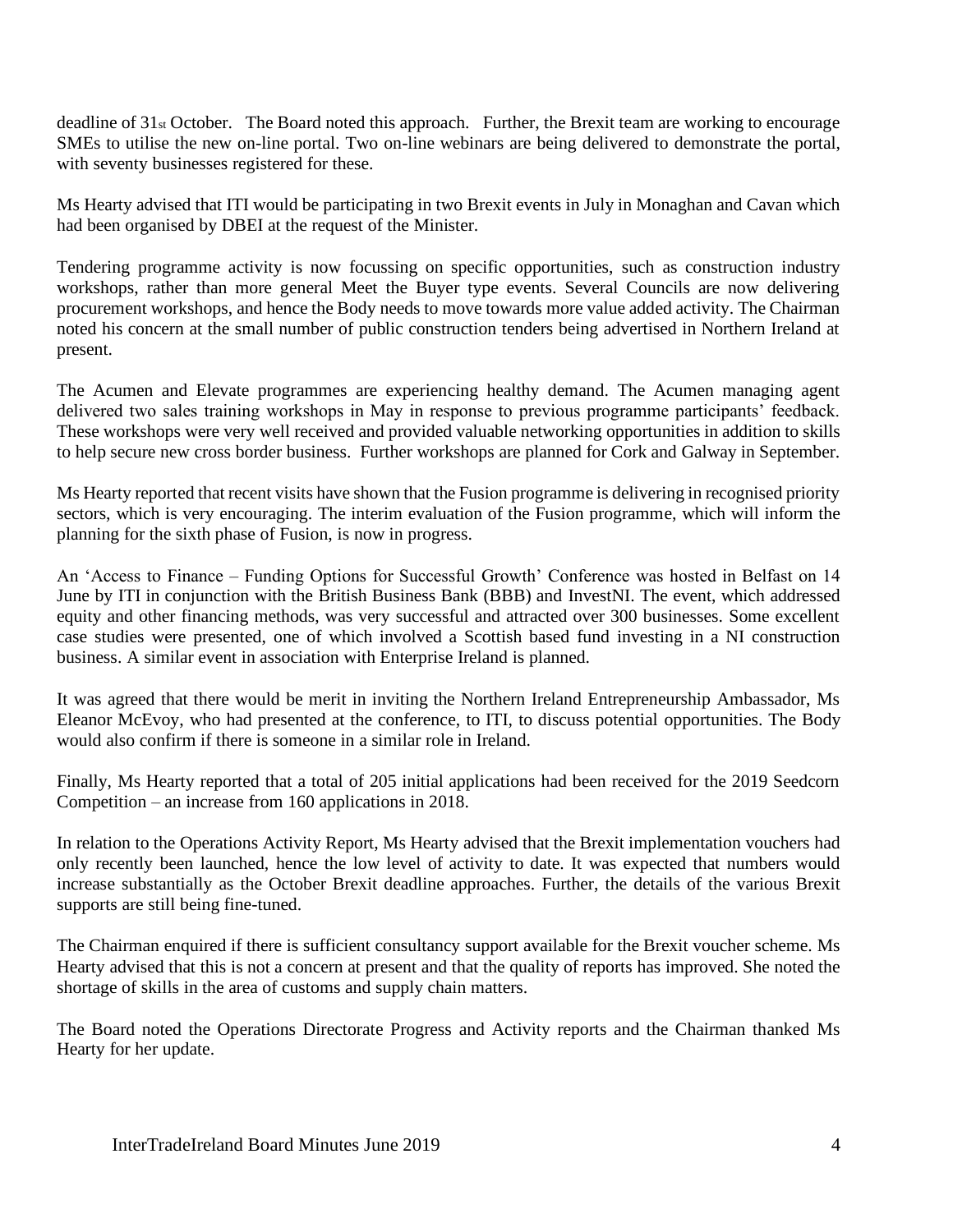deadline of 31st October. The Board noted this approach. Further, the Brexit team are working to encourage SMEs to utilise the new on-line portal. Two on-line webinars are being delivered to demonstrate the portal, with seventy businesses registered for these.

Ms Hearty advised that ITI would be participating in two Brexit events in July in Monaghan and Cavan which had been organised by DBEI at the request of the Minister.

Tendering programme activity is now focussing on specific opportunities, such as construction industry workshops, rather than more general Meet the Buyer type events. Several Councils are now delivering procurement workshops, and hence the Body needs to move towards more value added activity. The Chairman noted his concern at the small number of public construction tenders being advertised in Northern Ireland at present.

The Acumen and Elevate programmes are experiencing healthy demand. The Acumen managing agent delivered two sales training workshops in May in response to previous programme participants' feedback. These workshops were very well received and provided valuable networking opportunities in addition to skills to help secure new cross border business. Further workshops are planned for Cork and Galway in September.

Ms Hearty reported that recent visits have shown that the Fusion programme is delivering in recognised priority sectors, which is very encouraging. The interim evaluation of the Fusion programme, which will inform the planning for the sixth phase of Fusion, is now in progress.

An 'Access to Finance – Funding Options for Successful Growth' Conference was hosted in Belfast on 14 June by ITI in conjunction with the British Business Bank (BBB) and InvestNI. The event, which addressed equity and other financing methods, was very successful and attracted over 300 businesses. Some excellent case studies were presented, one of which involved a Scottish based fund investing in a NI construction business. A similar event in association with Enterprise Ireland is planned.

It was agreed that there would be merit in inviting the Northern Ireland Entrepreneurship Ambassador, Ms Eleanor McEvoy, who had presented at the conference, to ITI, to discuss potential opportunities. The Body would also confirm if there is someone in a similar role in Ireland.

Finally, Ms Hearty reported that a total of 205 initial applications had been received for the 2019 Seedcorn Competition – an increase from 160 applications in 2018.

In relation to the Operations Activity Report, Ms Hearty advised that the Brexit implementation vouchers had only recently been launched, hence the low level of activity to date. It was expected that numbers would increase substantially as the October Brexit deadline approaches. Further, the details of the various Brexit supports are still being fine-tuned.

The Chairman enquired if there is sufficient consultancy support available for the Brexit voucher scheme. Ms Hearty advised that this is not a concern at present and that the quality of reports has improved. She noted the shortage of skills in the area of customs and supply chain matters.

The Board noted the Operations Directorate Progress and Activity reports and the Chairman thanked Ms Hearty for her update.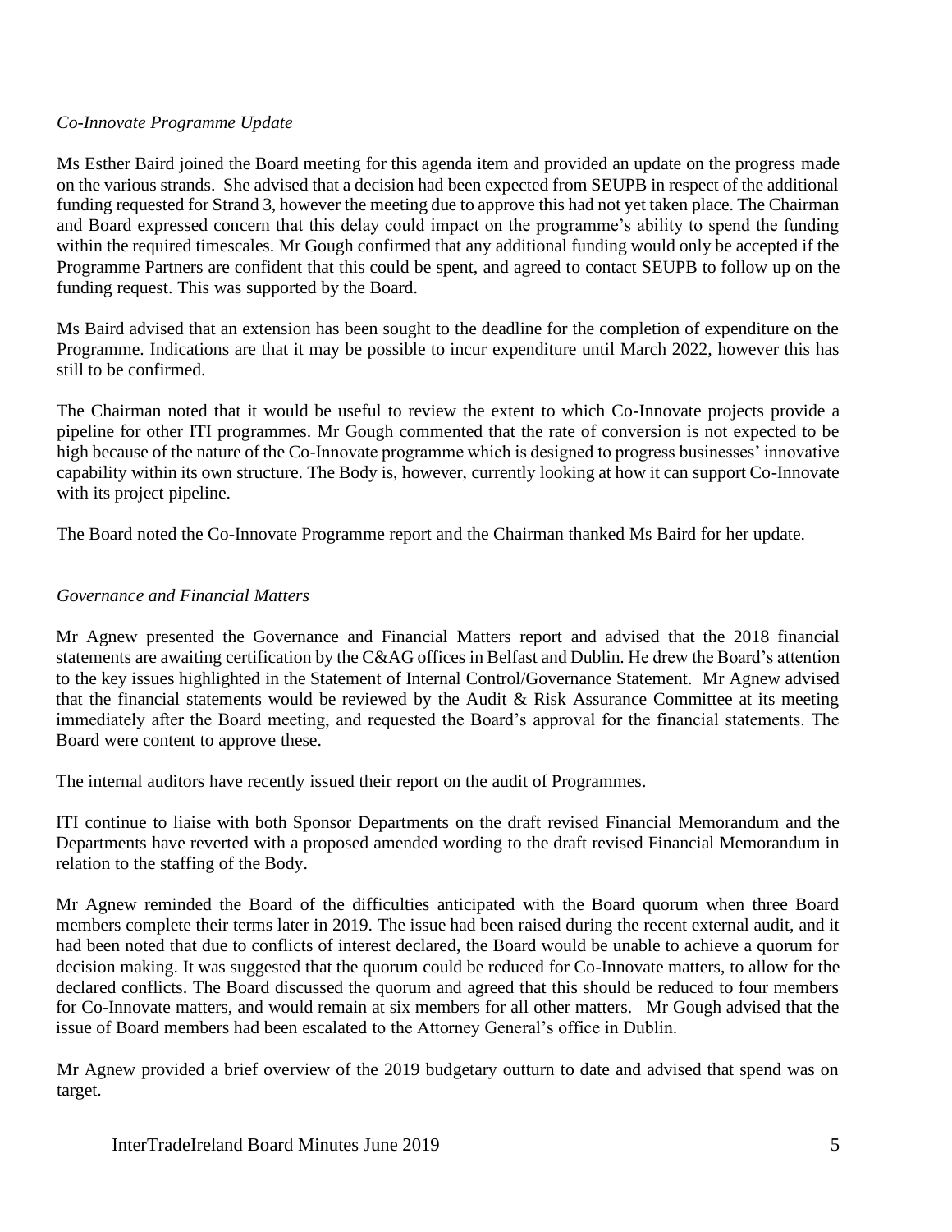*Co-Innovate Programme Update*

Ms Esther Baird joined the Board meeting for this agenda item and provided an update on the progress made on the various strands. She advised that a decision had been expected from SEUPB in respect of the additional funding requested for Strand 3, however the meeting due to approve this had not yet taken place. The Chairman and Board expressed concern that this delay could impact on the programme's ability to spend the funding within the required timescales. Mr Gough confirmed that any additional funding would only be accepted if the Programme Partners are confident that this could be spent, and agreed to contact SEUPB to follow up on the funding request. This was supported by the Board.

Ms Baird advised that an extension has been sought to the deadline for the completion of expenditure on the Programme. Indications are that it may be possible to incur expenditure until March 2022, however this has still to be confirmed.

The Chairman noted that it would be useful to review the extent to which Co-Innovate projects provide a pipeline for other ITI programmes. Mr Gough commented that the rate of conversion is not expected to be high because of the nature of the Co-Innovate programme which is designed to progress businesses' innovative capability within its own structure. The Body is, however, currently looking at how it can support Co-Innovate with its project pipeline.

The Board noted the Co-Innovate Programme report and the Chairman thanked Ms Baird for her update.

*Governance and Financial Matters*

Mr Agnew presented the Governance and Financial Matters report and advised that the 2018 financial statements are awaiting certification by the C&AG offices in Belfast and Dublin. He drew the Board's attention to the key issues highlighted in the Statement of Internal Control/Governance Statement. Mr Agnew advised that the financial statements would be reviewed by the Audit & Risk Assurance Committee at its meeting immediately after the Board meeting, and requested the Board's approval for the financial statements. The Board were content to approve these.

The internal auditors have recently issued their report on the audit of Programmes.

ITI continue to liaise with both Sponsor Departments on the draft revised Financial Memorandum and the Departments have reverted with a proposed amended wording to the draft revised Financial Memorandum in relation to the staffing of the Body.

Mr Agnew reminded the Board of the difficulties anticipated with the Board quorum when three Board members complete their terms later in 2019. The issue had been raised during the recent external audit, and it had been noted that due to conflicts of interest declared, the Board would be unable to achieve a quorum for decision making. It was suggested that the quorum could be reduced for Co-Innovate matters, to allow for the declared conflicts. The Board discussed the quorum and agreed that this should be reduced to four members for Co-Innovate matters, and would remain at six members for all other matters. Mr Gough advised that the issue of Board members had been escalated to the Attorney General's office in Dublin.

Mr Agnew provided a brief overview of the 2019 budgetary outturn to date and advised that spend was on target.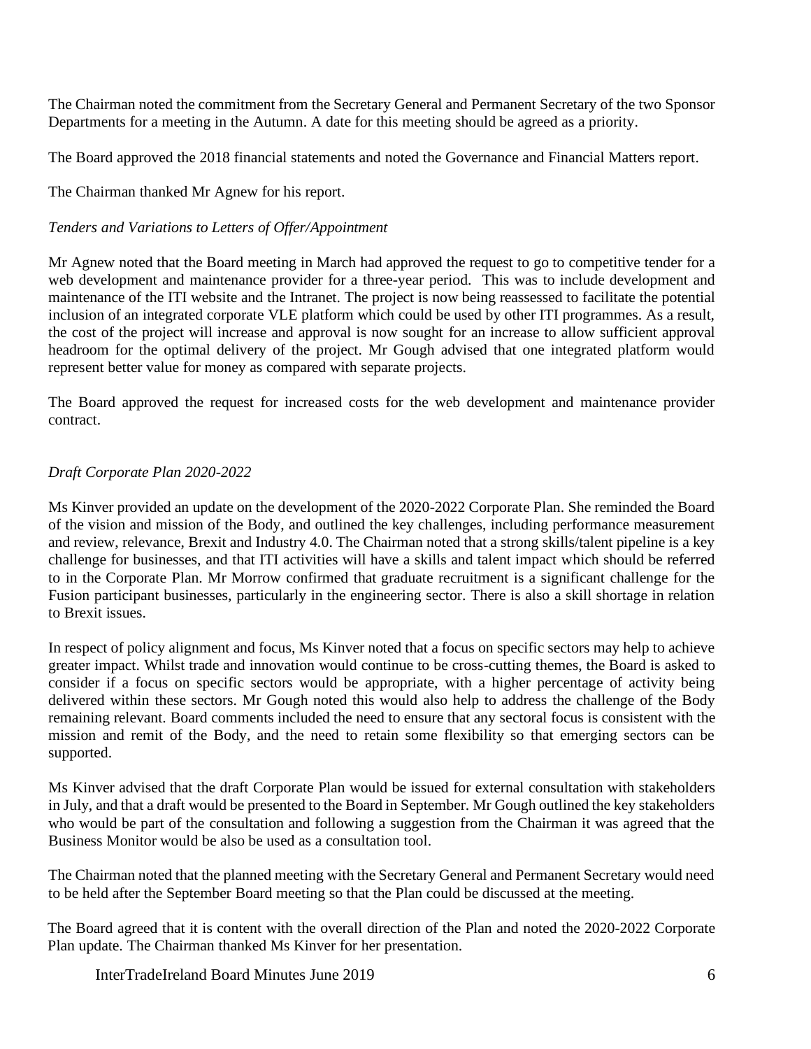The Chairman noted the commitment from the Secretary General and Permanent Secretary of the two Sponsor Departments for a meeting in the Autumn. A date for this meeting should be agreed as a priority.

The Board approved the 2018 financial statements and noted the Governance and Financial Matters report.

The Chairman thanked Mr Agnew for his report.

*Tenders and Variations to Letters of Offer/Appointment*

Mr Agnew noted that the Board meeting in March had approved the request to go to competitive tender for a web development and maintenance provider for a three-year period. This was to include development and maintenance of the ITI website and the Intranet. The project is now being reassessed to facilitate the potential inclusion of an integrated corporate VLE platform which could be used by other ITI programmes. As a result, the cost of the project will increase and approval is now sought for an increase to allow sufficient approval headroom for the optimal delivery of the project. Mr Gough advised that one integrated platform would represent better value for money as compared with separate projects.

The Board approved the request for increased costs for the web development and maintenance provider contract.

*Draft Corporate Plan 2020-2022*

Ms Kinver provided an update on the development of the 2020-2022 Corporate Plan. She reminded the Board of the vision and mission of the Body, and outlined the key challenges, including performance measurement and review, relevance, Brexit and Industry 4.0. The Chairman noted that a strong skills/talent pipeline is a key challenge for businesses, and that ITI activities will have a skills and talent impact which should be referred to in the Corporate Plan. Mr Morrow confirmed that graduate recruitment is a significant challenge for the Fusion participant businesses, particularly in the engineering sector. There is also a skill shortage in relation to Brexit issues.

In respect of policy alignment and focus, Ms Kinver noted that a focus on specific sectors may help to achieve greater impact. Whilst trade and innovation would continue to be cross-cutting themes, the Board is asked to consider if a focus on specific sectors would be appropriate, with a higher percentage of activity being delivered within these sectors. Mr Gough noted this would also help to address the challenge of the Body remaining relevant. Board comments included the need to ensure that any sectoral focus is consistent with the mission and remit of the Body, and the need to retain some flexibility so that emerging sectors can be supported.

Ms Kinver advised that the draft Corporate Plan would be issued for external consultation with stakeholders in July, and that a draft would be presented to the Board in September. Mr Gough outlined the key stakeholders who would be part of the consultation and following a suggestion from the Chairman it was agreed that the Business Monitor would be also be used as a consultation tool.

The Chairman noted that the planned meeting with the Secretary General and Permanent Secretary would need to be held after the September Board meeting so that the Plan could be discussed at the meeting.

The Board agreed that it is content with the overall direction of the Plan and noted the 2020-2022 Corporate Plan update. The Chairman thanked Ms Kinver for her presentation.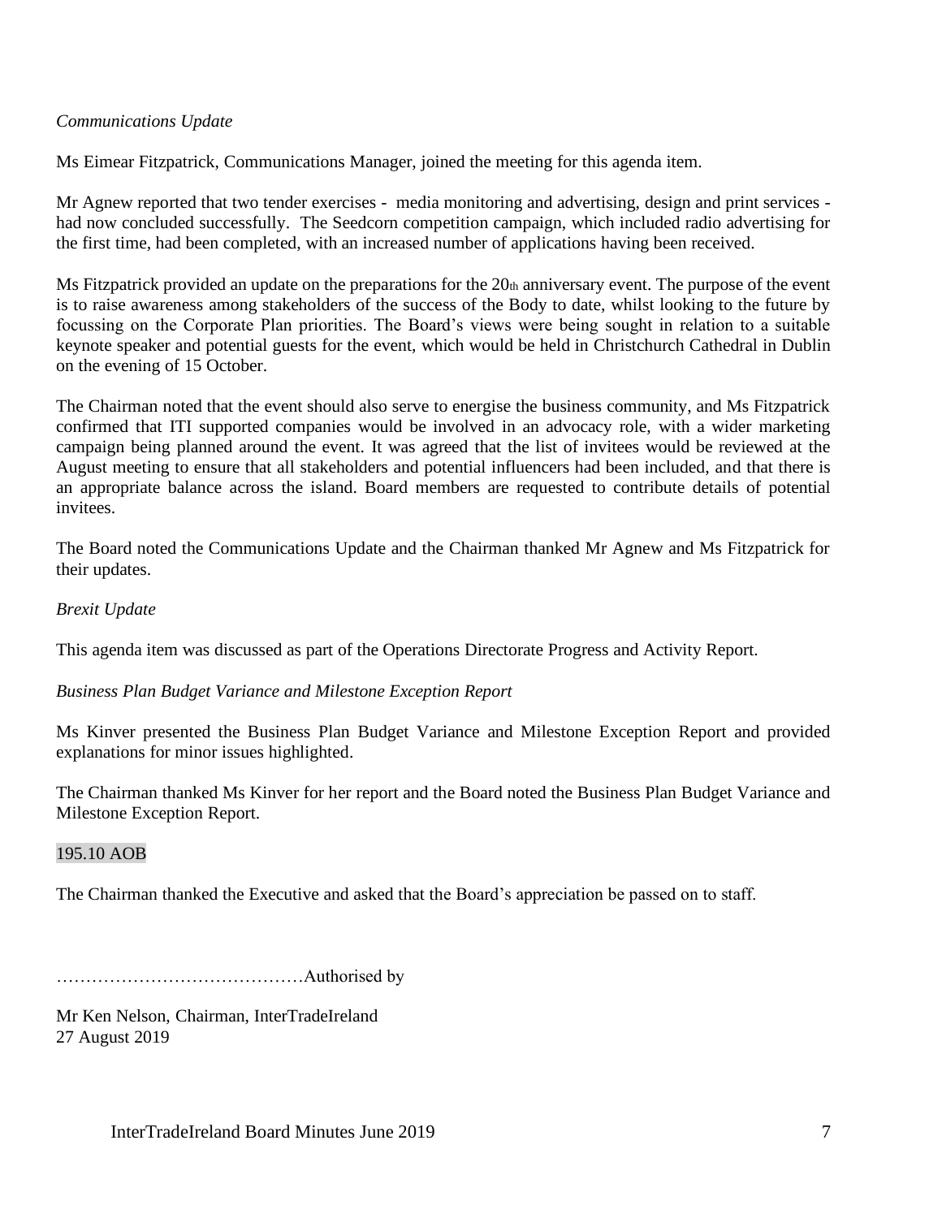*Communications Update*

Ms Eimear Fitzpatrick, Communications Manager, joined the meeting for this agenda item.

Mr Agnew reported that two tender exercises - media monitoring and advertising, design and print services - had now concluded successfully. The Seedcorn competition campaign, which included radio advertising for the first time, had been completed, with an increased number of applications having been received.

Ms Fitzpatrick provided an update on the preparations for the 20th anniversary event. The purpose of the event is to raise awareness among stakeholders of the success of the Body to date, whilst looking to the future by focussing on the Corporate Plan priorities. The Board's views were being sought in relation to a suitable keynote speaker and potential guests for the event, which would be held in Christchurch Cathedral in Dublin on the evening of 15 October.

The Chairman noted that the event should also serve to energise the business community, and Ms Fitzpatrick confirmed that ITI supported companies would be involved in an advocacy role, with a wider marketing campaign being planned around the event. It was agreed that the list of invitees would be reviewed at the August meeting to ensure that all stakeholders and potential influencers had been included, and that there is an appropriate balance across the island. Board members are requested to contribute details of potential invitees.

The Board noted the Communications Update and the Chairman thanked Mr Agnew and Ms Fitzpatrick for their updates.

*Brexit Update*

This agenda item was discussed as part of the Operations Directorate Progress and Activity Report.

*Business Plan Budget Variance and Milestone Exception Report*

Ms Kinver presented the Business Plan Budget Variance and Milestone Exception Report and provided explanations for minor issues highlighted.

The Chairman thanked Ms Kinver for her report and the Board noted the Business Plan Budget Variance and Milestone Exception Report.

195.10 AOB

The Chairman thanked the Executive and asked that the Board's appreciation be passed on to staff.

……………………………………Authorised by

Mr Ken Nelson, Chairman, InterTradeIreland
27 August 2019